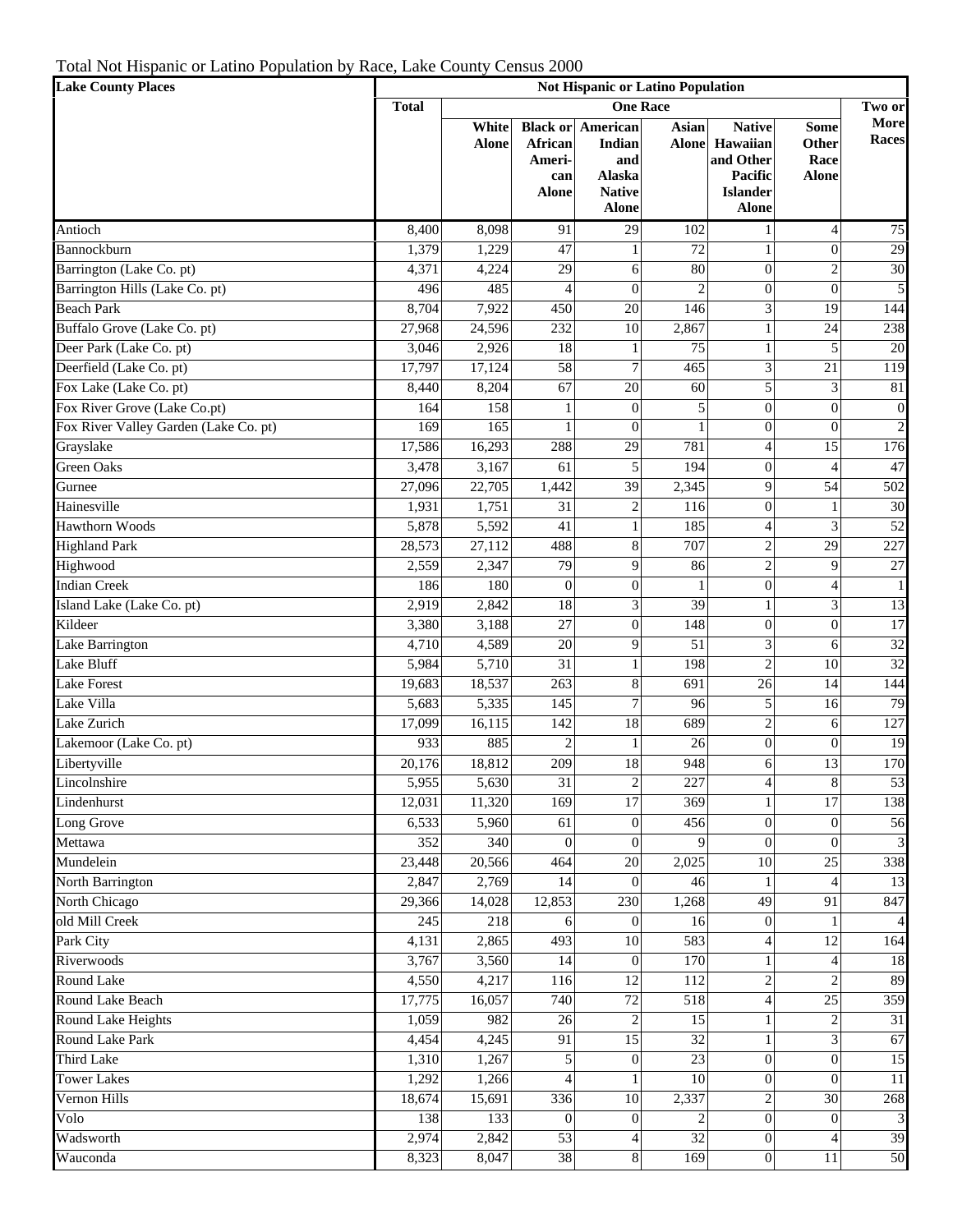Total Not Hispanic or Latino Population by Race, Lake County Census 2000

| Lake County Places | Not Hispanic or Latino Population | | | | | | | |
|---|---|---|---|---|---|---|---|---|
| | Total | One Race | | | | | | Two or More Races |
| | | White Alone | Black or African American Alone | American Indian and Alaska Native Alone | Asian Alone | Native Hawaiian and Other Pacific Islander Alone | Some Other Race Alone | |
| Antioch | 8,400 | 8,098 | 91 | 29 | 102 | 1 | 4 | 75 |
| Bannockburn | 1,379 | 1,229 | 47 | 1 | 72 | 1 | 0 | 29 |
| Barrington (Lake Co. pt) | 4,371 | 4,224 | 29 | 6 | 80 | 0 | 2 | 30 |
| Barrington Hills (Lake Co. pt) | 496 | 485 | 4 | 0 | 2 | 0 | 0 | 5 |
| Beach Park | 8,704 | 7,922 | 450 | 20 | 146 | 3 | 19 | 144 |
| Buffalo Grove (Lake Co. pt) | 27,968 | 24,596 | 232 | 10 | 2,867 | 1 | 24 | 238 |
| Deer Park (Lake Co. pt) | 3,046 | 2,926 | 18 | 1 | 75 | 1 | 5 | 20 |
| Deerfield (Lake Co. pt) | 17,797 | 17,124 | 58 | 7 | 465 | 3 | 21 | 119 |
| Fox Lake (Lake Co. pt) | 8,440 | 8,204 | 67 | 20 | 60 | 5 | 3 | 81 |
| Fox River Grove (Lake Co.pt) | 164 | 158 | 1 | 0 | 5 | 0 | 0 | 0 |
| Fox River Valley Garden (Lake Co. pt) | 169 | 165 | 1 | 0 | 1 | 0 | 0 | 2 |
| Grayslake | 17,586 | 16,293 | 288 | 29 | 781 | 4 | 15 | 176 |
| Green Oaks | 3,478 | 3,167 | 61 | 5 | 194 | 0 | 4 | 47 |
| Gurnee | 27,096 | 22,705 | 1,442 | 39 | 2,345 | 9 | 54 | 502 |
| Hainesville | 1,931 | 1,751 | 31 | 2 | 116 | 0 | 1 | 30 |
| Hawthorn Woods | 5,878 | 5,592 | 41 | 1 | 185 | 4 | 3 | 52 |
| Highland Park | 28,573 | 27,112 | 488 | 8 | 707 | 2 | 29 | 227 |
| Highwood | 2,559 | 2,347 | 79 | 9 | 86 | 2 | 9 | 27 |
| Indian Creek | 186 | 180 | 0 | 0 | 1 | 0 | 4 | 1 |
| Island Lake (Lake Co. pt) | 2,919 | 2,842 | 18 | 3 | 39 | 1 | 3 | 13 |
| Kildeer | 3,380 | 3,188 | 27 | 0 | 148 | 0 | 0 | 17 |
| Lake Barrington | 4,710 | 4,589 | 20 | 9 | 51 | 3 | 6 | 32 |
| Lake Bluff | 5,984 | 5,710 | 31 | 1 | 198 | 2 | 10 | 32 |
| Lake Forest | 19,683 | 18,537 | 263 | 8 | 691 | 26 | 14 | 144 |
| Lake Villa | 5,683 | 5,335 | 145 | 7 | 96 | 5 | 16 | 79 |
| Lake Zurich | 17,099 | 16,115 | 142 | 18 | 689 | 2 | 6 | 127 |
| Lakemoor (Lake Co. pt) | 933 | 885 | 2 | 1 | 26 | 0 | 0 | 19 |
| Libertyville | 20,176 | 18,812 | 209 | 18 | 948 | 6 | 13 | 170 |
| Lincolnshire | 5,955 | 5,630 | 31 | 2 | 227 | 4 | 8 | 53 |
| Lindenhurst | 12,031 | 11,320 | 169 | 17 | 369 | 1 | 17 | 138 |
| Long Grove | 6,533 | 5,960 | 61 | 0 | 456 | 0 | 0 | 56 |
| Mettawa | 352 | 340 | 0 | 0 | 9 | 0 | 0 | 3 |
| Mundelein | 23,448 | 20,566 | 464 | 20 | 2,025 | 10 | 25 | 338 |
| North Barrington | 2,847 | 2,769 | 14 | 0 | 46 | 1 | 4 | 13 |
| North Chicago | 29,366 | 14,028 | 12,853 | 230 | 1,268 | 49 | 91 | 847 |
| old Mill Creek | 245 | 218 | 6 | 0 | 16 | 0 | 1 | 4 |
| Park City | 4,131 | 2,865 | 493 | 10 | 583 | 4 | 12 | 164 |
| Riverwoods | 3,767 | 3,560 | 14 | 0 | 170 | 1 | 4 | 18 |
| Round Lake | 4,550 | 4,217 | 116 | 12 | 112 | 2 | 2 | 89 |
| Round Lake Beach | 17,775 | 16,057 | 740 | 72 | 518 | 4 | 25 | 359 |
| Round Lake Heights | 1,059 | 982 | 26 | 2 | 15 | 1 | 2 | 31 |
| Round Lake Park | 4,454 | 4,245 | 91 | 15 | 32 | 1 | 3 | 67 |
| Third Lake | 1,310 | 1,267 | 5 | 0 | 23 | 0 | 0 | 15 |
| Tower Lakes | 1,292 | 1,266 | 4 | 1 | 10 | 0 | 0 | 11 |
| Vernon Hills | 18,674 | 15,691 | 336 | 10 | 2,337 | 2 | 30 | 268 |
| Volo | 138 | 133 | 0 | 0 | 2 | 0 | 0 | 3 |
| Wadsworth | 2,974 | 2,842 | 53 | 4 | 32 | 0 | 4 | 39 |
| Wauconda | 8,323 | 8,047 | 38 | 8 | 169 | 0 | 11 | 50 |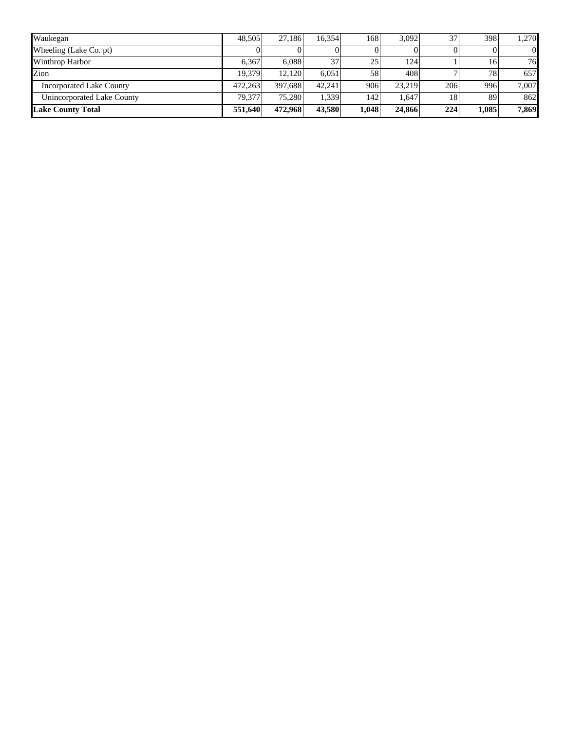| | | | | | | | | |
|---|---|---|---|---|---|---|---|---|
| Waukegan | 48,505 | 27,186 | 16,354 | 168 | 3,092 | 37 | 398 | 1,270 |
| Wheeling (Lake Co. pt) | 0 | 0 | 0 | 0 | 0 | 0 | 0 | 0 |
| Winthrop Harbor | 6,367 | 6,088 | 37 | 25 | 124 | 1 | 16 | 76 |
| Zion | 19,379 | 12,120 | 6,051 | 58 | 408 | 7 | 78 | 657 |
| Incorporated Lake County | 472,263 | 397,688 | 42,241 | 906 | 23,219 | 206 | 996 | 7,007 |
| Unincorporated Lake County | 79,377 | 75,280 | 1,339 | 142 | 1,647 | 18 | 89 | 862 |
| **Lake County Total** | **551,640** | **472,968** | **43,580** | **1,048** | **24,866** | **224** | **1,085** | **7,869** |